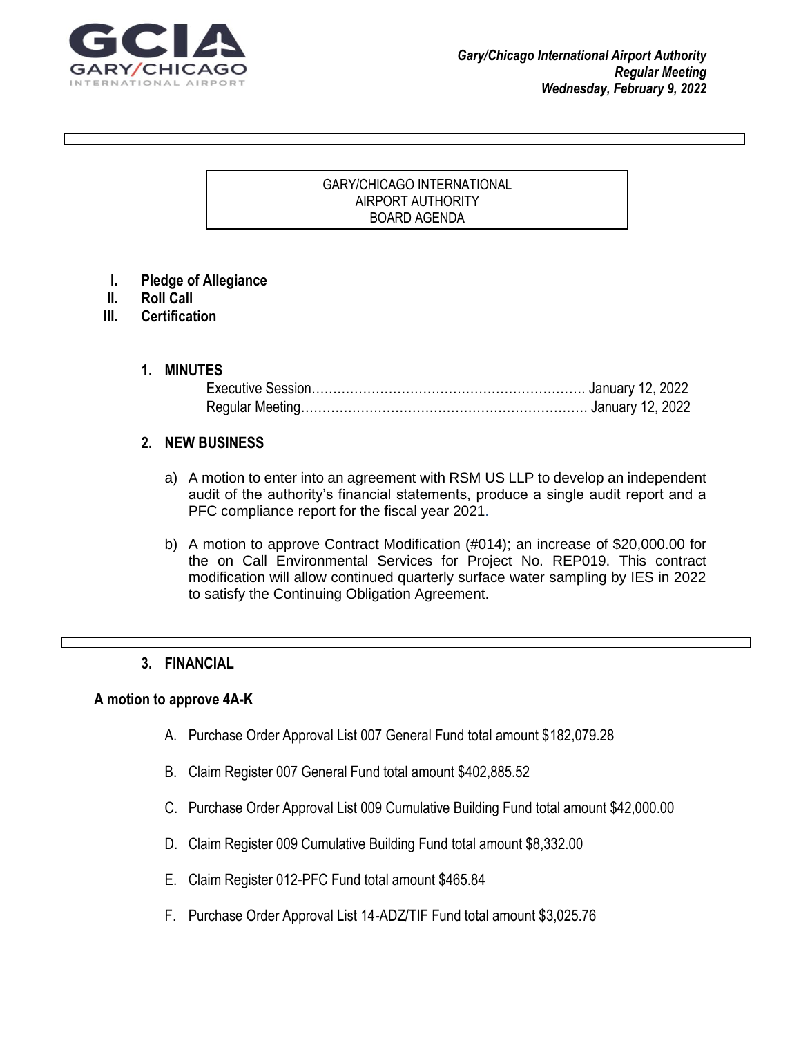GCIA GARY/CHICAGO INTERNATIONAL AIRPORT

*Gary/Chicago International Airport Authority*
*Regular Meeting*
*Wednesday, February 9, 2022*

# GARY/CHICAGO INTERNATIONAL AIRPORT AUTHORITY BOARD AGENDA

**I. Pledge of Allegiance**
**II. Roll Call**
**III. Certification**

## 1. MINUTES

Executive Session………………………………………………………. January 12, 2022
Regular Meeting…………………………………………………………. January 12, 2022

## 2. NEW BUSINESS

a) A motion to enter into an agreement with RSM US LLP to develop an independent audit of the authority's financial statements, produce a single audit report and a PFC compliance report for the fiscal year 2021.

b) A motion to approve Contract Modification (#014); an increase of $20,000.00 for the on Call Environmental Services for Project No. REP019. This contract modification will allow continued quarterly surface water sampling by IES in 2022 to satisfy the Continuing Obligation Agreement.

## 3. FINANCIAL

**A motion to approve 4A-K**

A. Purchase Order Approval List 007 General Fund total amount $182,079.28

B. Claim Register 007 General Fund total amount $402,885.52

C. Purchase Order Approval List 009 Cumulative Building Fund total amount $42,000.00

D. Claim Register 009 Cumulative Building Fund total amount $8,332.00

E. Claim Register 012-PFC Fund total amount $465.84

F. Purchase Order Approval List 14-ADZ/TIF Fund total amount $3,025.76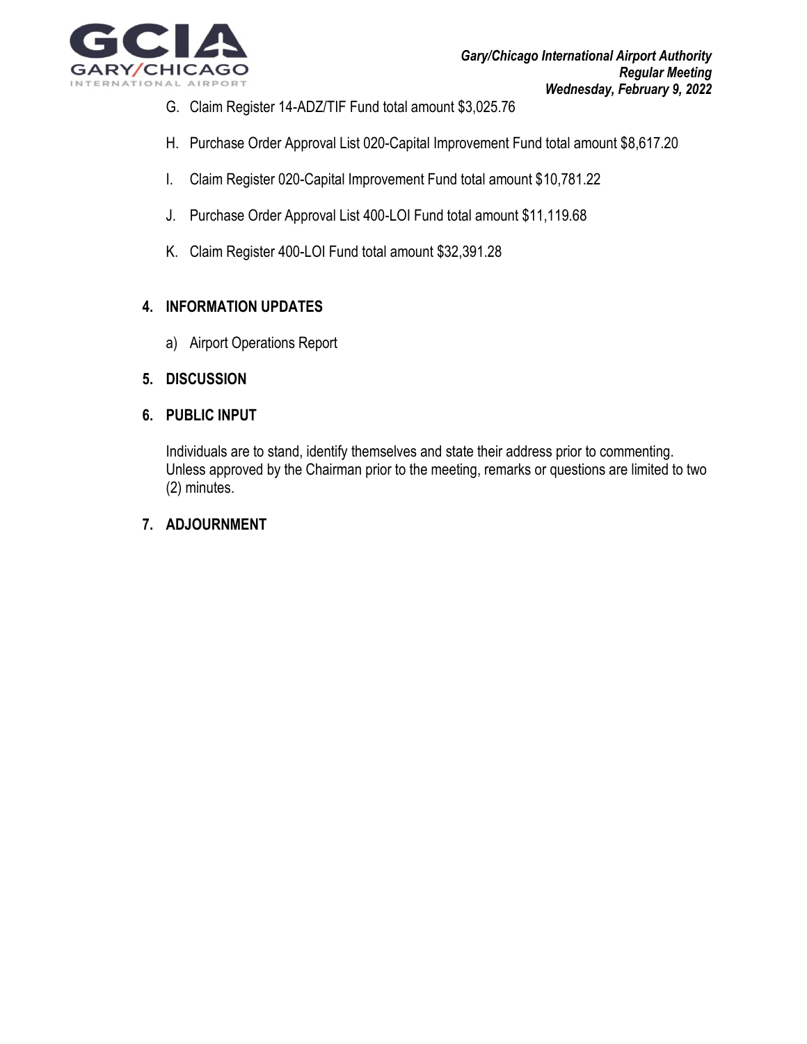G. Claim Register 14-ADZ/TIF Fund total amount $3,025.76

H. Purchase Order Approval List 020-Capital Improvement Fund total amount $8,617.20

I. Claim Register 020-Capital Improvement Fund total amount $10,781.22

J. Purchase Order Approval List 400-LOI Fund total amount $11,119.68

K. Claim Register 400-LOI Fund total amount $32,391.28

**4. INFORMATION UPDATES**

a) Airport Operations Report

**5. DISCUSSION**

**6. PUBLIC INPUT**

Individuals are to stand, identify themselves and state their address prior to commenting. Unless approved by the Chairman prior to the meeting, remarks or questions are limited to two (2) minutes.

**7. ADJOURNMENT**